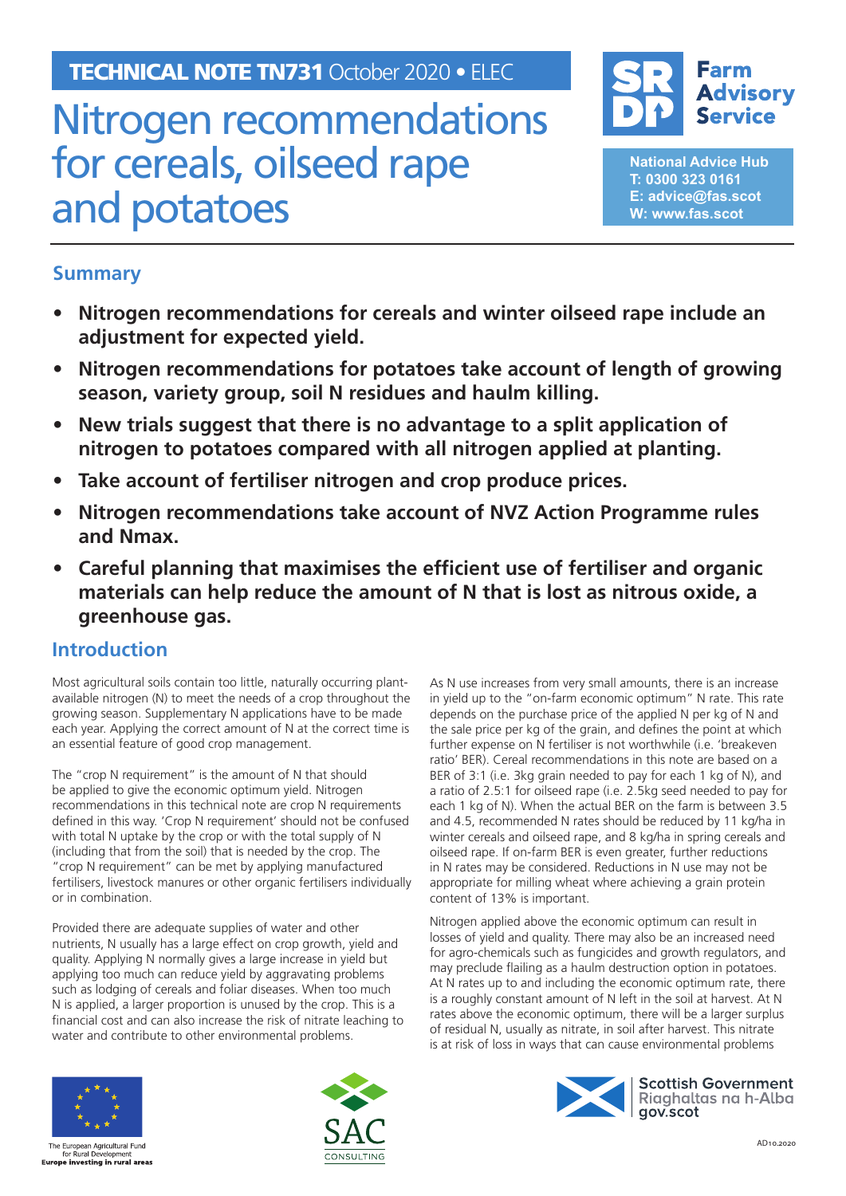**TECHNICAL NOTE TN731** October 2020 • ELEC

# Nitrogen recommendations for cereals, oilseed rape and potatoes

Farm Advisory Service

National Advice Hub
T: 0300 323 0161
E: advice@fas.scot
W: www.fas.scot

## Summary

- **Nitrogen recommendations for cereals and winter oilseed rape include an adjustment for expected yield.**
- **Nitrogen recommendations for potatoes take account of length of growing season, variety group, soil N residues and haulm killing.**
- **New trials suggest that there is no advantage to a split application of nitrogen to potatoes compared with all nitrogen applied at planting.**
- **Take account of fertiliser nitrogen and crop produce prices.**
- **Nitrogen recommendations take account of NVZ Action Programme rules and Nmax.**
- **Careful planning that maximises the efficient use of fertiliser and organic materials can help reduce the amount of N that is lost as nitrous oxide, a greenhouse gas.**

## Introduction

Most agricultural soils contain too little, naturally occurring plant-available nitrogen (N) to meet the needs of a crop throughout the growing season. Supplementary N applications have to be made each year. Applying the correct amount of N at the correct time is an essential feature of good crop management.

The "crop N requirement" is the amount of N that should be applied to give the economic optimum yield. Nitrogen recommendations in this technical note are crop N requirements defined in this way. 'Crop N requirement' should not be confused with total N uptake by the crop or with the total supply of N (including that from the soil) that is needed by the crop. The "crop N requirement" can be met by applying manufactured fertilisers, livestock manures or other organic fertilisers individually or in combination.

Provided there are adequate supplies of water and other nutrients, N usually has a large effect on crop growth, yield and quality. Applying N normally gives a large increase in yield but applying too much can reduce yield by aggravating problems such as lodging of cereals and foliar diseases. When too much N is applied, a larger proportion is unused by the crop. This is a financial cost and can also increase the risk of nitrate leaching to water and contribute to other environmental problems.

As N use increases from very small amounts, there is an increase in yield up to the "on-farm economic optimum" N rate. This rate depends on the purchase price of the applied N per kg of N and the sale price per kg of the grain, and defines the point at which further expense on N fertiliser is not worthwhile (i.e. 'breakeven ratio' BER). Cereal recommendations in this note are based on a BER of 3:1 (i.e. 3kg grain needed to pay for each 1 kg of N), and a ratio of 2.5:1 for oilseed rape (i.e. 2.5kg seed needed to pay for each 1 kg of N). When the actual BER on the farm is between 3.5 and 4.5, recommended N rates should be reduced by 11 kg/ha in winter cereals and oilseed rape, and 8 kg/ha in spring cereals and oilseed rape. If on-farm BER is even greater, further reductions in N rates may be considered. Reductions in N use may not be appropriate for milling wheat where achieving a grain protein content of 13% is important.

Nitrogen applied above the economic optimum can result in losses of yield and quality. There may also be an increased need for agro-chemicals such as fungicides and growth regulators, and may preclude flailing as a haulm destruction option in potatoes. At N rates up to and including the economic optimum rate, there is a roughly constant amount of N left in the soil at harvest. At N rates above the economic optimum, there will be a larger surplus of residual N, usually as nitrate, in soil after harvest. This nitrate is at risk of loss in ways that can cause environmental problems

The European Agricultural Fund for Rural Development
Europe investing in rural areas

SAC CONSULTING

Scottish Government
Riaghaltas na h-Alba
gov.scot

AD10.2020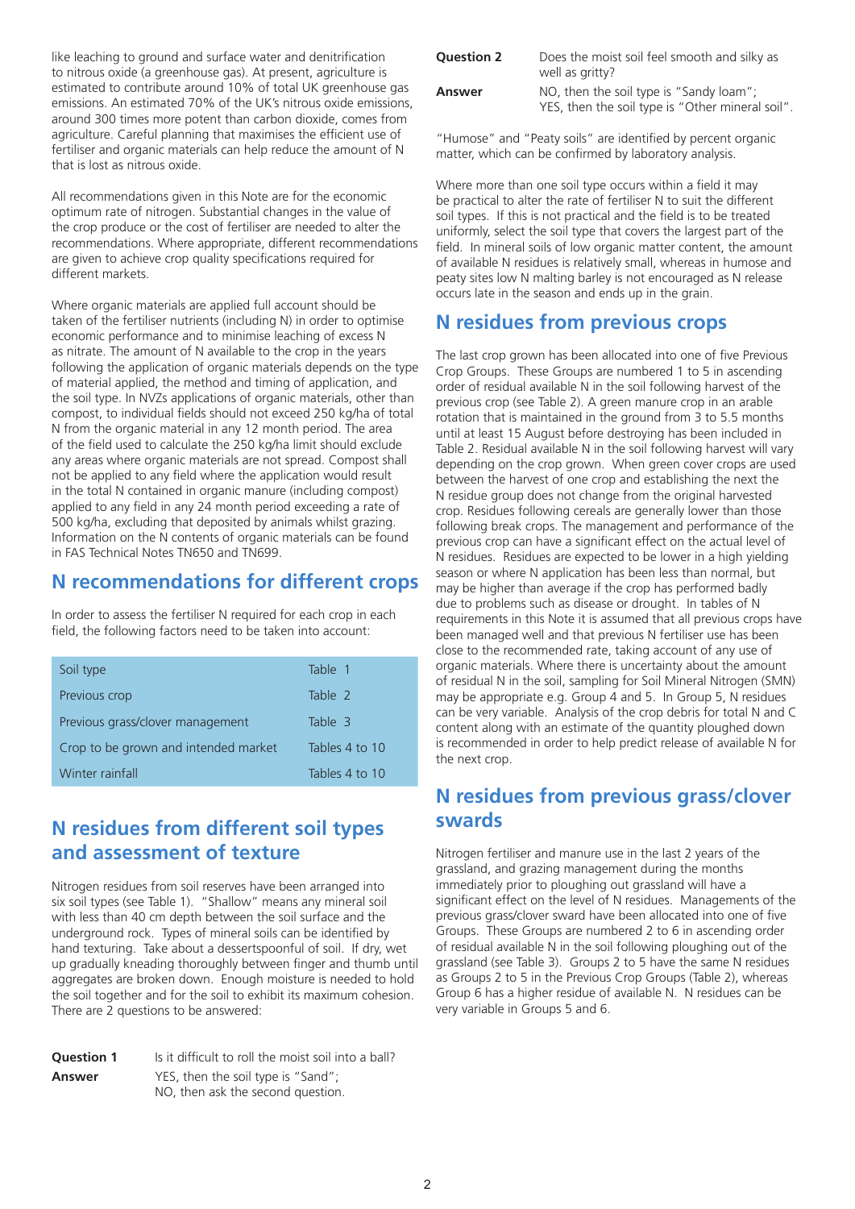like leaching to ground and surface water and denitrification to nitrous oxide (a greenhouse gas). At present, agriculture is estimated to contribute around 10% of total UK greenhouse gas emissions. An estimated 70% of the UK's nitrous oxide emissions, around 300 times more potent than carbon dioxide, comes from agriculture. Careful planning that maximises the efficient use of fertiliser and organic materials can help reduce the amount of N that is lost as nitrous oxide.

All recommendations given in this Note are for the economic optimum rate of nitrogen. Substantial changes in the value of the crop produce or the cost of fertiliser are needed to alter the recommendations. Where appropriate, different recommendations are given to achieve crop quality specifications required for different markets.

Where organic materials are applied full account should be taken of the fertiliser nutrients (including N) in order to optimise economic performance and to minimise leaching of excess N as nitrate. The amount of N available to the crop in the years following the application of organic materials depends on the type of material applied, the method and timing of application, and the soil type. In NVZs applications of organic materials, other than compost, to individual fields should not exceed 250 kg/ha of total N from the organic material in any 12 month period. The area of the field used to calculate the 250 kg/ha limit should exclude any areas where organic materials are not spread. Compost shall not be applied to any field where the application would result in the total N contained in organic manure (including compost) applied to any field in any 24 month period exceeding a rate of 500 kg/ha, excluding that deposited by animals whilst grazing. Information on the N contents of organic materials can be found in FAS Technical Notes TN650 and TN699.

## N recommendations for different crops

In order to assess the fertiliser N required for each crop in each field, the following factors need to be taken into account:

| Factor | Table |
|---|---|
| Soil type | Table 1 |
| Previous crop | Table 2 |
| Previous grass/clover management | Table 3 |
| Crop to be grown and intended market | Tables 4 to 10 |
| Winter rainfall | Tables 4 to 10 |

## N residues from different soil types and assessment of texture

Nitrogen residues from soil reserves have been arranged into six soil types (see Table 1). "Shallow" means any mineral soil with less than 40 cm depth between the soil surface and the underground rock. Types of mineral soils can be identified by hand texturing. Take about a dessertspoonful of soil. If dry, wet up gradually kneading thoroughly between finger and thumb until aggregates are broken down. Enough moisture is needed to hold the soil together and for the soil to exhibit its maximum cohesion. There are 2 questions to be answered:

**Question 1** Is it difficult to roll the moist soil into a ball?

**Answer** YES, then the soil type is "Sand";
NO, then ask the second question.

**Question 2** Does the moist soil feel smooth and silky as well as gritty?

**Answer** NO, then the soil type is "Sandy loam";
YES, then the soil type is "Other mineral soil".

"Humose" and "Peaty soils" are identified by percent organic matter, which can be confirmed by laboratory analysis.

Where more than one soil type occurs within a field it may be practical to alter the rate of fertiliser N to suit the different soil types. If this is not practical and the field is to be treated uniformly, select the soil type that covers the largest part of the field. In mineral soils of low organic matter content, the amount of available N residues is relatively small, whereas in humose and peaty sites low N malting barley is not encouraged as N release occurs late in the season and ends up in the grain.

## N residues from previous crops

The last crop grown has been allocated into one of five Previous Crop Groups. These Groups are numbered 1 to 5 in ascending order of residual available N in the soil following harvest of the previous crop (see Table 2). A green manure crop in an arable rotation that is maintained in the ground from 3 to 5.5 months until at least 15 August before destroying has been included in Table 2. Residual available N in the soil following harvest will vary depending on the crop grown. When green cover crops are used between the harvest of one crop and establishing the next the N residue group does not change from the original harvested crop. Residues following cereals are generally lower than those following break crops. The management and performance of the previous crop can have a significant effect on the actual level of N residues. Residues are expected to be lower in a high yielding season or where N application has been less than normal, but may be higher than average if the crop has performed badly due to problems such as disease or drought. In tables of N requirements in this Note it is assumed that all previous crops have been managed well and that previous N fertiliser use has been close to the recommended rate, taking account of any use of organic materials. Where there is uncertainty about the amount of residual N in the soil, sampling for Soil Mineral Nitrogen (SMN) may be appropriate e.g. Group 4 and 5. In Group 5, N residues can be very variable. Analysis of the crop debris for total N and C content along with an estimate of the quantity ploughed down is recommended in order to help predict release of available N for the next crop.

## N residues from previous grass/clover swards

Nitrogen fertiliser and manure use in the last 2 years of the grassland, and grazing management during the months immediately prior to ploughing out grassland will have a significant effect on the level of N residues. Managements of the previous grass/clover sward have been allocated into one of five Groups. These Groups are numbered 2 to 6 in ascending order of residual available N in the soil following ploughing out of the grassland (see Table 3). Groups 2 to 5 have the same N residues as Groups 2 to 5 in the Previous Crop Groups (Table 2), whereas Group 6 has a higher residue of available N. N residues can be very variable in Groups 5 and 6.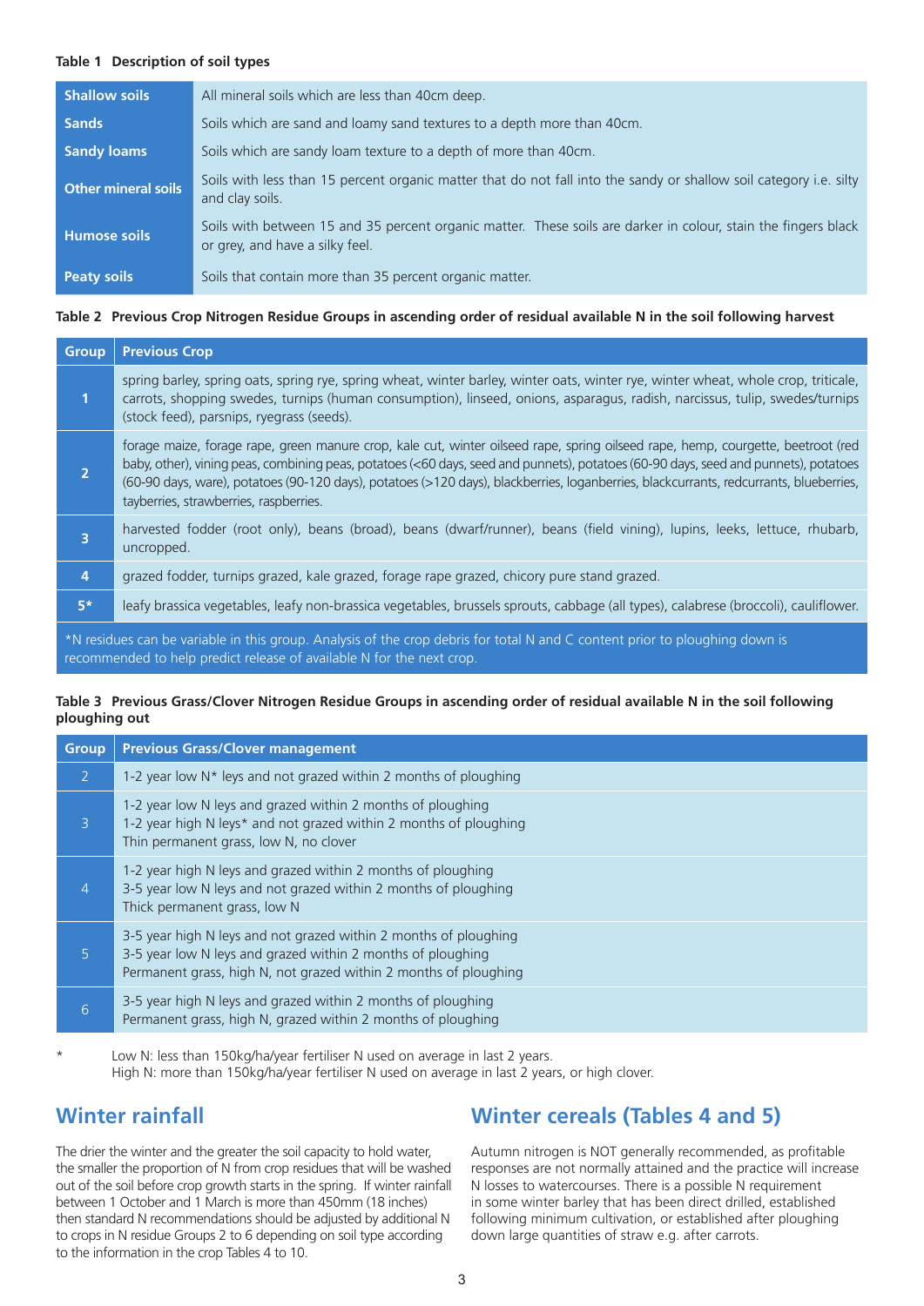**Table 1 Description of soil types**

| | |
|---|---|
| **Shallow soils** | All mineral soils which are less than 40cm deep. |
| **Sands** | Soils which are sand and loamy sand textures to a depth more than 40cm. |
| **Sandy loams** | Soils which are sandy loam texture to a depth of more than 40cm. |
| **Other mineral soils** | Soils with less than 15 percent organic matter that do not fall into the sandy or shallow soil category i.e. silty and clay soils. |
| **Humose soils** | Soils with between 15 and 35 percent organic matter. These soils are darker in colour, stain the fingers black or grey, and have a silky feel. |
| **Peaty soils** | Soils that contain more than 35 percent organic matter. |

**Table 2 Previous Crop Nitrogen Residue Groups in ascending order of residual available N in the soil following harvest**

| Group | Previous Crop |
|---|---|
| 1 | spring barley, spring oats, spring rye, spring wheat, winter barley, winter oats, winter rye, winter wheat, whole crop, triticale, carrots, shopping swedes, turnips (human consumption), linseed, onions, asparagus, radish, narcissus, tulip, swedes/turnips (stock feed), parsnips, ryegrass (seeds). |
| 2 | forage maize, forage rape, green manure crop, kale cut, winter oilseed rape, spring oilseed rape, hemp, courgette, beetroot (red baby, other), vining peas, combining peas, potatoes (<60 days, seed and punnets), potatoes (60-90 days, seed and punnets), potatoes (60-90 days, ware), potatoes (90-120 days), potatoes (>120 days), blackberries, loganberries, blackcurrants, redcurrants, blueberries, tayberries, strawberries, raspberries. |
| 3 | harvested fodder (root only), beans (broad), beans (dwarf/runner), beans (field vining), lupins, leeks, lettuce, rhubarb, uncropped. |
| 4 | grazed fodder, turnips grazed, kale grazed, forage rape grazed, chicory pure stand grazed. |
| 5* | leafy brassica vegetables, leafy non-brassica vegetables, brussels sprouts, cabbage (all types), calabrese (broccoli), cauliflower. |

*N residues can be variable in this group. Analysis of the crop debris for total N and C content prior to ploughing down is recommended to help predict release of available N for the next crop.

**Table 3 Previous Grass/Clover Nitrogen Residue Groups in ascending order of residual available N in the soil following ploughing out**

| Group | Previous Grass/Clover management |
|---|---|
| 2 | 1-2 year low N* leys and not grazed within 2 months of ploughing |
| 3 | 1-2 year low N leys and grazed within 2 months of ploughing<br>1-2 year high N leys* and not grazed within 2 months of ploughing<br>Thin permanent grass, low N, no clover |
| 4 | 1-2 year high N leys and grazed within 2 months of ploughing<br>3-5 year low N leys and not grazed within 2 months of ploughing<br>Thick permanent grass, low N |
| 5 | 3-5 year high N leys and not grazed within 2 months of ploughing<br>3-5 year low N leys and grazed within 2 months of ploughing<br>Permanent grass, high N, not grazed within 2 months of ploughing |
| 6 | 3-5 year high N leys and grazed within 2 months of ploughing<br>Permanent grass, high N, grazed within 2 months of ploughing |

\* Low N: less than 150kg/ha/year fertiliser N used on average in last 2 years.
High N: more than 150kg/ha/year fertiliser N used on average in last 2 years, or high clover.

## Winter rainfall

The drier the winter and the greater the soil capacity to hold water, the smaller the proportion of N from crop residues that will be washed out of the soil before crop growth starts in the spring. If winter rainfall between 1 October and 1 March is more than 450mm (18 inches) then standard N recommendations should be adjusted by additional N to crops in N residue Groups 2 to 6 depending on soil type according to the information in the crop Tables 4 to 10.

## Winter cereals (Tables 4 and 5)

Autumn nitrogen is NOT generally recommended, as profitable responses are not normally attained and the practice will increase N losses to watercourses. There is a possible N requirement in some winter barley that has been direct drilled, established following minimum cultivation, or established after ploughing down large quantities of straw e.g. after carrots.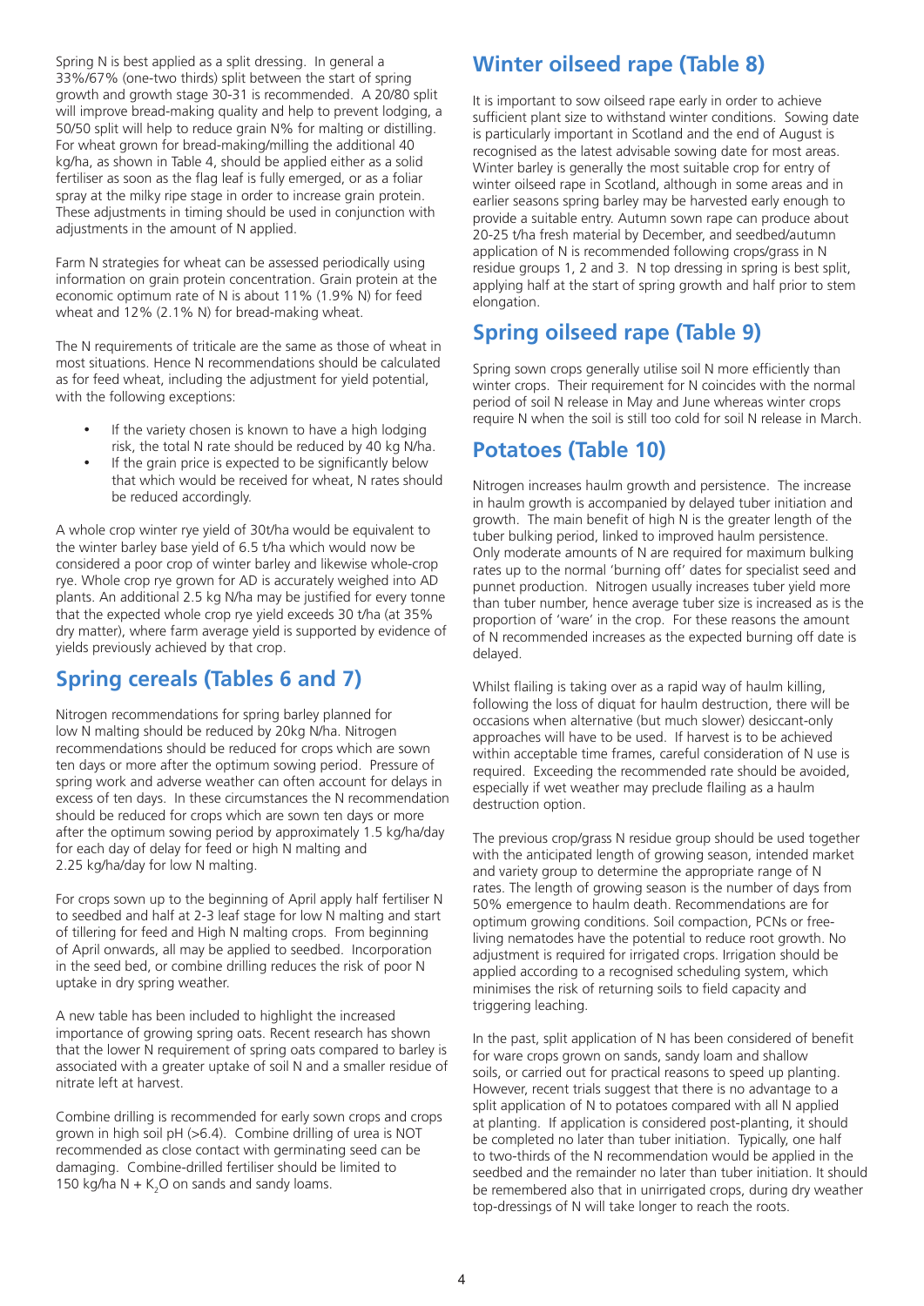Spring N is best applied as a split dressing. In general a 33%/67% (one-two thirds) split between the start of spring growth and growth stage 30-31 is recommended. A 20/80 split will improve bread-making quality and help to prevent lodging, a 50/50 split will help to reduce grain N% for malting or distilling. For wheat grown for bread-making/milling the additional 40 kg/ha, as shown in Table 4, should be applied either as a solid fertiliser as soon as the flag leaf is fully emerged, or as a foliar spray at the milky ripe stage in order to increase grain protein. These adjustments in timing should be used in conjunction with adjustments in the amount of N applied.

Farm N strategies for wheat can be assessed periodically using information on grain protein concentration. Grain protein at the economic optimum rate of N is about 11% (1.9% N) for feed wheat and 12% (2.1% N) for bread-making wheat.

The N requirements of triticale are the same as those of wheat in most situations. Hence N recommendations should be calculated as for feed wheat, including the adjustment for yield potential, with the following exceptions:

- If the variety chosen is known to have a high lodging risk, the total N rate should be reduced by 40 kg N/ha.
- If the grain price is expected to be significantly below that which would be received for wheat, N rates should be reduced accordingly.

A whole crop winter rye yield of 30t/ha would be equivalent to the winter barley base yield of 6.5 t/ha which would now be considered a poor crop of winter barley and likewise whole-crop rye. Whole crop rye grown for AD is accurately weighed into AD plants. An additional 2.5 kg N/ha may be justified for every tonne that the expected whole crop rye yield exceeds 30 t/ha (at 35% dry matter), where farm average yield is supported by evidence of yields previously achieved by that crop.

## Spring cereals (Tables 6 and 7)

Nitrogen recommendations for spring barley planned for low N malting should be reduced by 20kg N/ha. Nitrogen recommendations should be reduced for crops which are sown ten days or more after the optimum sowing period. Pressure of spring work and adverse weather can often account for delays in excess of ten days. In these circumstances the N recommendation should be reduced for crops which are sown ten days or more after the optimum sowing period by approximately 1.5 kg/ha/day for each day of delay for feed or high N malting and 2.25 kg/ha/day for low N malting.

For crops sown up to the beginning of April apply half fertiliser N to seedbed and half at 2-3 leaf stage for low N malting and start of tillering for feed and High N malting crops. From beginning of April onwards, all may be applied to seedbed. Incorporation in the seed bed, or combine drilling reduces the risk of poor N uptake in dry spring weather.

A new table has been included to highlight the increased importance of growing spring oats. Recent research has shown that the lower N requirement of spring oats compared to barley is associated with a greater uptake of soil N and a smaller residue of nitrate left at harvest.

Combine drilling is recommended for early sown crops and crops grown in high soil pH (>6.4). Combine drilling of urea is NOT recommended as close contact with germinating seed can be damaging. Combine-drilled fertiliser should be limited to 150 kg/ha N + $K_2O$ on sands and sandy loams.

## Winter oilseed rape (Table 8)

It is important to sow oilseed rape early in order to achieve sufficient plant size to withstand winter conditions. Sowing date is particularly important in Scotland and the end of August is recognised as the latest advisable sowing date for most areas. Winter barley is generally the most suitable crop for entry of winter oilseed rape in Scotland, although in some areas and in earlier seasons spring barley may be harvested early enough to provide a suitable entry. Autumn sown rape can produce about 20-25 t/ha fresh material by December, and seedbed/autumn application of N is recommended following crops/grass in N residue groups 1, 2 and 3. N top dressing in spring is best split, applying half at the start of spring growth and half prior to stem elongation.

## Spring oilseed rape (Table 9)

Spring sown crops generally utilise soil N more efficiently than winter crops. Their requirement for N coincides with the normal period of soil N release in May and June whereas winter crops require N when the soil is still too cold for soil N release in March.

## Potatoes (Table 10)

Nitrogen increases haulm growth and persistence. The increase in haulm growth is accompanied by delayed tuber initiation and growth. The main benefit of high N is the greater length of the tuber bulking period, linked to improved haulm persistence. Only moderate amounts of N are required for maximum bulking rates up to the normal 'burning off' dates for specialist seed and punnet production. Nitrogen usually increases tuber yield more than tuber number, hence average tuber size is increased as is the proportion of 'ware' in the crop. For these reasons the amount of N recommended increases as the expected burning off date is delayed.

Whilst flailing is taking over as a rapid way of haulm killing, following the loss of diquat for haulm destruction, there will be occasions when alternative (but much slower) desiccant-only approaches will have to be used. If harvest is to be achieved within acceptable time frames, careful consideration of N use is required. Exceeding the recommended rate should be avoided, especially if wet weather may preclude flailing as a haulm destruction option.

The previous crop/grass N residue group should be used together with the anticipated length of growing season, intended market and variety group to determine the appropriate range of N rates. The length of growing season is the number of days from 50% emergence to haulm death. Recommendations are for optimum growing conditions. Soil compaction, PCNs or free-living nematodes have the potential to reduce root growth. No adjustment is required for irrigated crops. Irrigation should be applied according to a recognised scheduling system, which minimises the risk of returning soils to field capacity and triggering leaching.

In the past, split application of N has been considered of benefit for ware crops grown on sands, sandy loam and shallow soils, or carried out for practical reasons to speed up planting. However, recent trials suggest that there is no advantage to a split application of N to potatoes compared with all N applied at planting. If application is considered post-planting, it should be completed no later than tuber initiation. Typically, one half to two-thirds of the N recommendation would be applied in the seedbed and the remainder no later than tuber initiation. It should be remembered also that in unirrigated crops, during dry weather top-dressings of N will take longer to reach the roots.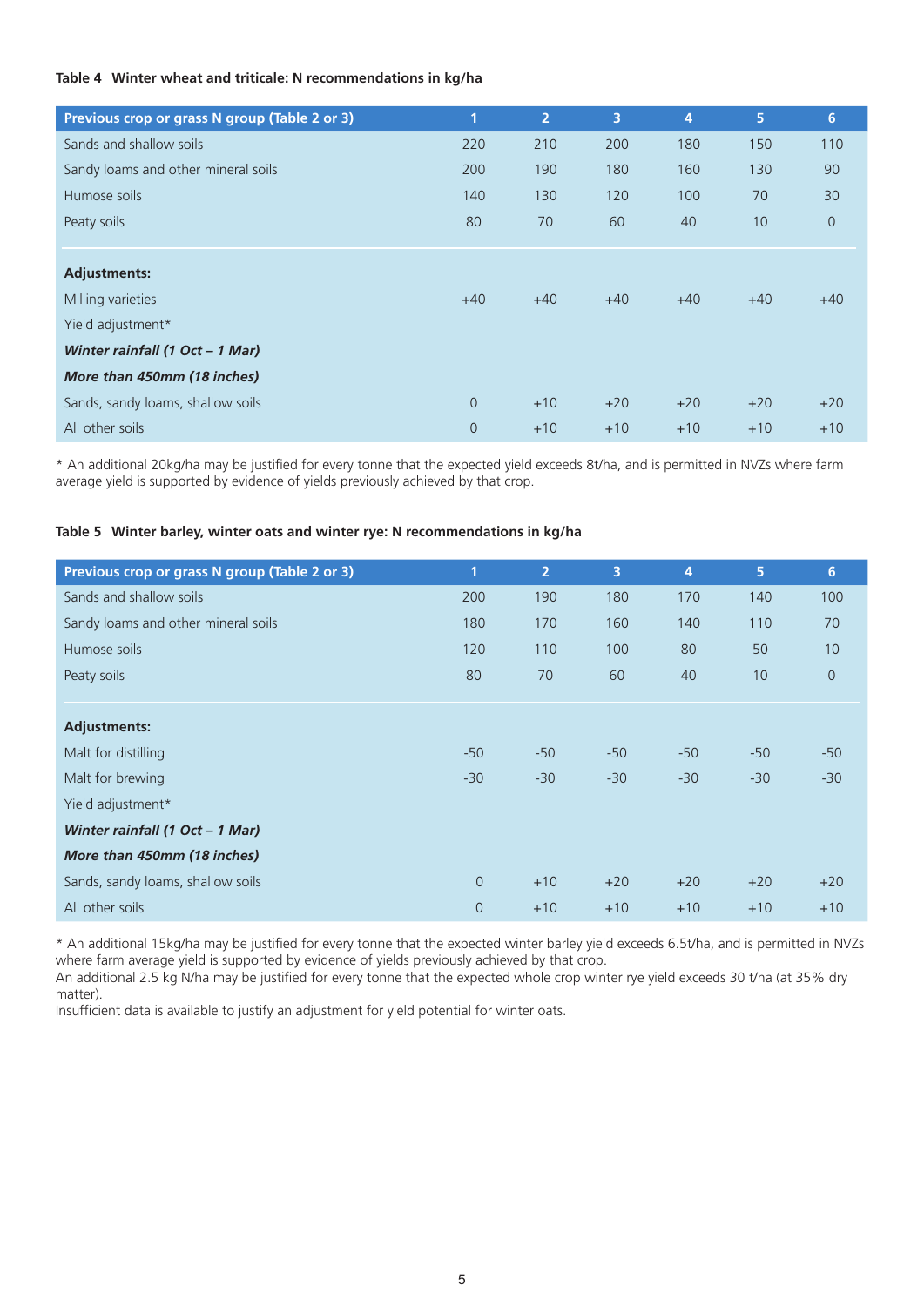**Table 4 Winter wheat and triticale: N recommendations in kg/ha**

| Previous crop or grass N group (Table 2 or 3) | 1 | 2 | 3 | 4 | 5 | 6 |
|---|---|---|---|---|---|---|
| Sands and shallow soils | 220 | 210 | 200 | 180 | 150 | 110 |
| Sandy loams and other mineral soils | 200 | 190 | 180 | 160 | 130 | 90 |
| Humose soils | 140 | 130 | 120 | 100 | 70 | 30 |
| Peaty soils | 80 | 70 | 60 | 40 | 10 | 0 |
| **Adjustments:** | | | | | | |
| Milling varieties | +40 | +40 | +40 | +40 | +40 | +40 |
| Yield adjustment* | | | | | | |
| ***Winter rainfall (1 Oct – 1 Mar)*** | | | | | | |
| ***More than 450mm (18 inches)*** | | | | | | |
| Sands, sandy loams, shallow soils | 0 | +10 | +20 | +20 | +20 | +20 |
| All other soils | 0 | +10 | +10 | +10 | +10 | +10 |

\* An additional 20kg/ha may be justified for every tonne that the expected yield exceeds 8t/ha, and is permitted in NVZs where farm average yield is supported by evidence of yields previously achieved by that crop.

**Table 5 Winter barley, winter oats and winter rye: N recommendations in kg/ha**

| Previous crop or grass N group (Table 2 or 3) | 1 | 2 | 3 | 4 | 5 | 6 |
|---|---|---|---|---|---|---|
| Sands and shallow soils | 200 | 190 | 180 | 170 | 140 | 100 |
| Sandy loams and other mineral soils | 180 | 170 | 160 | 140 | 110 | 70 |
| Humose soils | 120 | 110 | 100 | 80 | 50 | 10 |
| Peaty soils | 80 | 70 | 60 | 40 | 10 | 0 |
| **Adjustments:** | | | | | | |
| Malt for distilling | -50 | -50 | -50 | -50 | -50 | -50 |
| Malt for brewing | -30 | -30 | -30 | -30 | -30 | -30 |
| Yield adjustment* | | | | | | |
| ***Winter rainfall (1 Oct – 1 Mar)*** | | | | | | |
| ***More than 450mm (18 inches)*** | | | | | | |
| Sands, sandy loams, shallow soils | 0 | +10 | +20 | +20 | +20 | +20 |
| All other soils | 0 | +10 | +10 | +10 | +10 | +10 |

\* An additional 15kg/ha may be justified for every tonne that the expected winter barley yield exceeds 6.5t/ha, and is permitted in NVZs where farm average yield is supported by evidence of yields previously achieved by that crop.
An additional 2.5 kg N/ha may be justified for every tonne that the expected whole crop winter rye yield exceeds 30 t/ha (at 35% dry matter).
Insufficient data is available to justify an adjustment for yield potential for winter oats.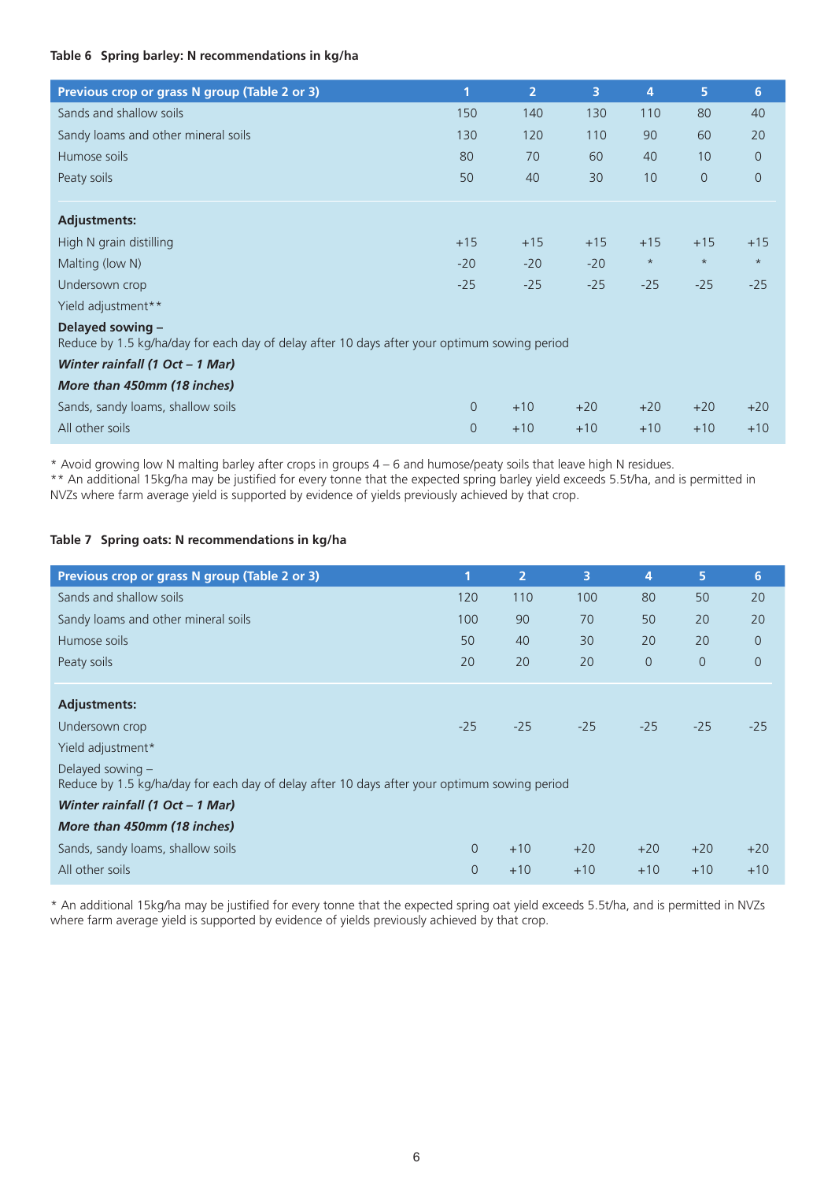**Table 6 Spring barley: N recommendations in kg/ha**

| Previous crop or grass N group (Table 2 or 3) | 1 | 2 | 3 | 4 | 5 | 6 |
|---|---|---|---|---|---|---|
| Sands and shallow soils | 150 | 140 | 130 | 110 | 80 | 40 |
| Sandy loams and other mineral soils | 130 | 120 | 110 | 90 | 60 | 20 |
| Humose soils | 80 | 70 | 60 | 40 | 10 | 0 |
| Peaty soils | 50 | 40 | 30 | 10 | 0 | 0 |
| **Adjustments:** | | | | | | |
| High N grain distilling | +15 | +15 | +15 | +15 | +15 | +15 |
| Malting (low N) | -20 | -20 | -20 | * | * | * |
| Undersown crop | -25 | -25 | -25 | -25 | -25 | -25 |
| Yield adjustment** | | | | | | |
| **Delayed sowing –** Reduce by 1.5 kg/ha/day for each day of delay after 10 days after your optimum sowing period | | | | | | |
| ***Winter rainfall (1 Oct – 1 Mar)*** | | | | | | |
| ***More than 450mm (18 inches)*** | | | | | | |
| Sands, sandy loams, shallow soils | 0 | +10 | +20 | +20 | +20 | +20 |
| All other soils | 0 | +10 | +10 | +10 | +10 | +10 |

\* Avoid growing low N malting barley after crops in groups 4 – 6 and humose/peaty soils that leave high N residues.
** An additional 15kg/ha may be justified for every tonne that the expected spring barley yield exceeds 5.5t/ha, and is permitted in NVZs where farm average yield is supported by evidence of yields previously achieved by that crop.

**Table 7 Spring oats: N recommendations in kg/ha**

| Previous crop or grass N group (Table 2 or 3) | 1 | 2 | 3 | 4 | 5 | 6 |
|---|---|---|---|---|---|---|
| Sands and shallow soils | 120 | 110 | 100 | 80 | 50 | 20 |
| Sandy loams and other mineral soils | 100 | 90 | 70 | 50 | 20 | 20 |
| Humose soils | 50 | 40 | 30 | 20 | 20 | 0 |
| Peaty soils | 20 | 20 | 20 | 0 | 0 | 0 |
| **Adjustments:** | | | | | | |
| Undersown crop | -25 | -25 | -25 | -25 | -25 | -25 |
| Yield adjustment* | | | | | | |
| Delayed sowing – Reduce by 1.5 kg/ha/day for each day of delay after 10 days after your optimum sowing period | | | | | | |
| ***Winter rainfall (1 Oct – 1 Mar)*** | | | | | | |
| ***More than 450mm (18 inches)*** | | | | | | |
| Sands, sandy loams, shallow soils | 0 | +10 | +20 | +20 | +20 | +20 |
| All other soils | 0 | +10 | +10 | +10 | +10 | +10 |

\* An additional 15kg/ha may be justified for every tonne that the expected spring oat yield exceeds 5.5t/ha, and is permitted in NVZs where farm average yield is supported by evidence of yields previously achieved by that crop.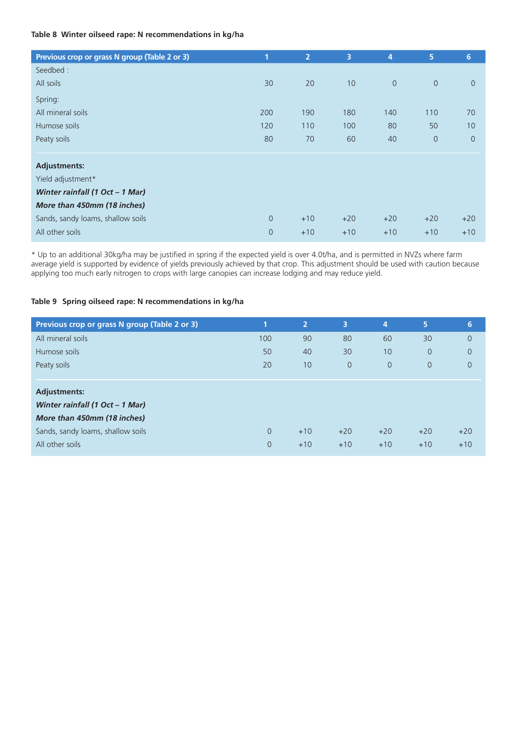**Table 8 Winter oilseed rape: N recommendations in kg/ha**

| Previous crop or grass N group (Table 2 or 3) | 1 | 2 | 3 | 4 | 5 | 6 |
|---|---|---|---|---|---|---|
| Seedbed : | | | | | | |
| All soils | 30 | 20 | 10 | 0 | 0 | 0 |
| Spring: | | | | | | |
| All mineral soils | 200 | 190 | 180 | 140 | 110 | 70 |
| Humose soils | 120 | 110 | 100 | 80 | 50 | 10 |
| Peaty soils | 80 | 70 | 60 | 40 | 0 | 0 |
| **Adjustments:** | | | | | | |
| Yield adjustment* | | | | | | |
| ***Winter rainfall (1 Oct – 1 Mar)*** | | | | | | |
| ***More than 450mm (18 inches)*** | | | | | | |
| Sands, sandy loams, shallow soils | 0 | +10 | +20 | +20 | +20 | +20 |
| All other soils | 0 | +10 | +10 | +10 | +10 | +10 |

* Up to an additional 30kg/ha may be justified in spring if the expected yield is over 4.0t/ha, and is permitted in NVZs where farm average yield is supported by evidence of yields previously achieved by that crop. This adjustment should be used with caution because applying too much early nitrogen to crops with large canopies can increase lodging and may reduce yield.

**Table 9 Spring oilseed rape: N recommendations in kg/ha**

| Previous crop or grass N group (Table 2 or 3) | 1 | 2 | 3 | 4 | 5 | 6 |
|---|---|---|---|---|---|---|
| All mineral soils | 100 | 90 | 80 | 60 | 30 | 0 |
| Humose soils | 50 | 40 | 30 | 10 | 0 | 0 |
| Peaty soils | 20 | 10 | 0 | 0 | 0 | 0 |
| **Adjustments:** | | | | | | |
| ***Winter rainfall (1 Oct – 1 Mar)*** | | | | | | |
| ***More than 450mm (18 inches)*** | | | | | | |
| Sands, sandy loams, shallow soils | 0 | +10 | +20 | +20 | +20 | +20 |
| All other soils | 0 | +10 | +10 | +10 | +10 | +10 |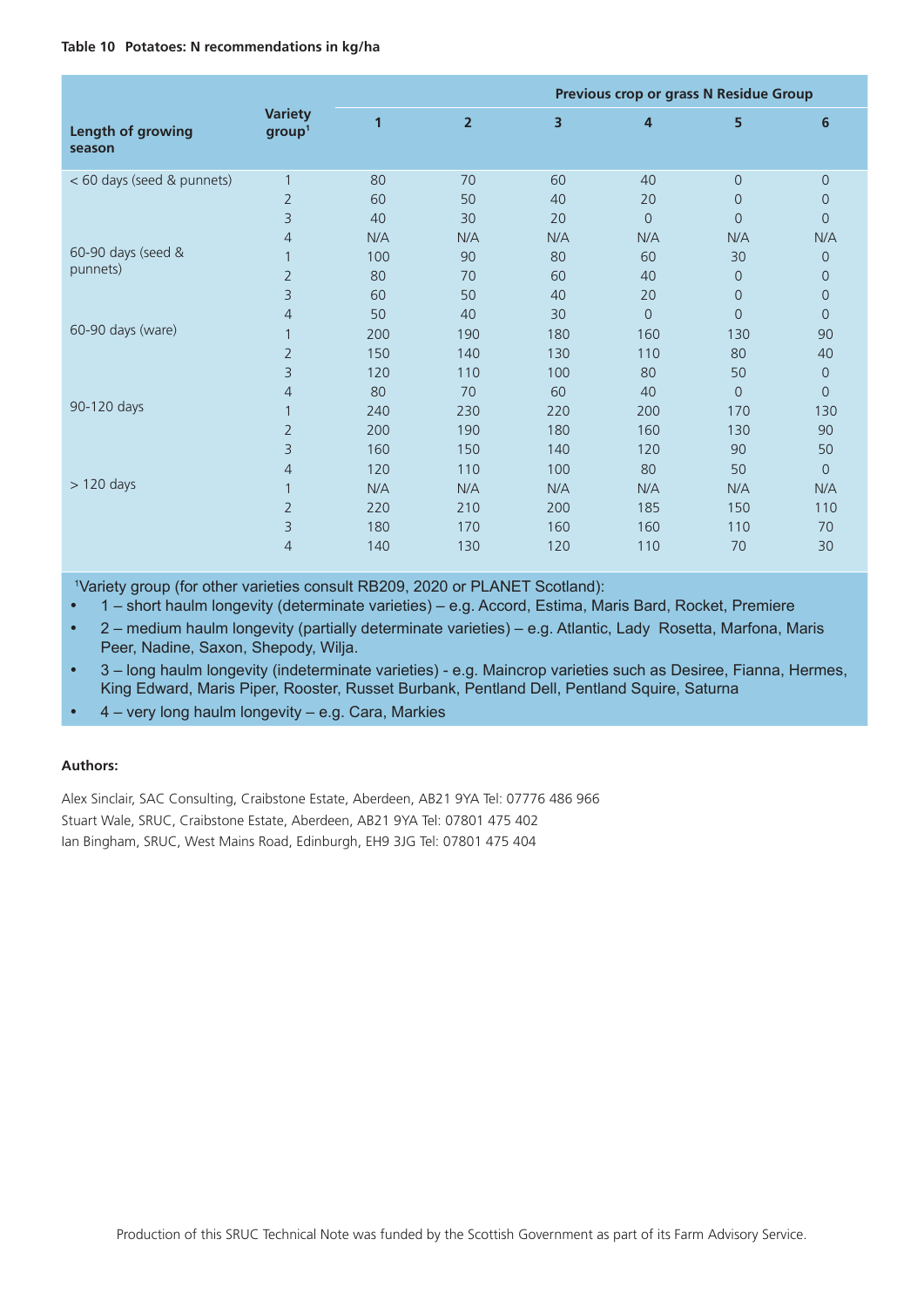**Table 10 Potatoes: N recommendations in kg/ha**

| Length of growing season | Variety group[1] | Previous crop or grass N Residue Group | | | | | |
|---|---|---|---|---|---|---|---|
| | | 1 | 2 | 3 | 4 | 5 | 6 |
| < 60 days (seed & punnets) | 1 | 80 | 70 | 60 | 40 | 0 | 0 |
| | 2 | 60 | 50 | 40 | 20 | 0 | 0 |
| | 3 | 40 | 30 | 20 | 0 | 0 | 0 |
| | 4 | N/A | N/A | N/A | N/A | N/A | N/A |
| 60-90 days (seed & punnets) | 1 | 100 | 90 | 80 | 60 | 30 | 0 |
| | 2 | 80 | 70 | 60 | 40 | 0 | 0 |
| | 3 | 60 | 50 | 40 | 20 | 0 | 0 |
| | 4 | 50 | 40 | 30 | 0 | 0 | 0 |
| 60-90 days (ware) | 1 | 200 | 190 | 180 | 160 | 130 | 90 |
| | 2 | 150 | 140 | 130 | 110 | 80 | 40 |
| | 3 | 120 | 110 | 100 | 80 | 50 | 0 |
| | 4 | 80 | 70 | 60 | 40 | 0 | 0 |
| 90-120 days | 1 | 240 | 230 | 220 | 200 | 170 | 130 |
| | 2 | 200 | 190 | 180 | 160 | 130 | 90 |
| | 3 | 160 | 150 | 140 | 120 | 90 | 50 |
| | 4 | 120 | 110 | 100 | 80 | 50 | 0 |
| > 120 days | 1 | N/A | N/A | N/A | N/A | N/A | N/A |
| | 2 | 220 | 210 | 200 | 185 | 150 | 110 |
| | 3 | 180 | 170 | 160 | 160 | 110 | 70 |
| | 4 | 140 | 130 | 120 | 110 | 70 | 30 |

[1]Variety group (for other varieties consult RB209, 2020 or PLANET Scotland):

- 1 – short haulm longevity (determinate varieties) – e.g. Accord, Estima, Maris Bard, Rocket, Premiere
- 2 – medium haulm longevity (partially determinate varieties) – e.g. Atlantic, Lady Rosetta, Marfona, Maris Peer, Nadine, Saxon, Shepody, Wilja.
- 3 – long haulm longevity (indeterminate varieties) - e.g. Maincrop varieties such as Desiree, Fianna, Hermes, King Edward, Maris Piper, Rooster, Russet Burbank, Pentland Dell, Pentland Squire, Saturna
- 4 – very long haulm longevity – e.g. Cara, Markies

**Authors:**

Alex Sinclair, SAC Consulting, Craibstone Estate, Aberdeen, AB21 9YA Tel: 07776 486 966
Stuart Wale, SRUC, Craibstone Estate, Aberdeen, AB21 9YA Tel: 07801 475 402
Ian Bingham, SRUC, West Mains Road, Edinburgh, EH9 3JG Tel: 07801 475 404

Production of this SRUC Technical Note was funded by the Scottish Government as part of its Farm Advisory Service.